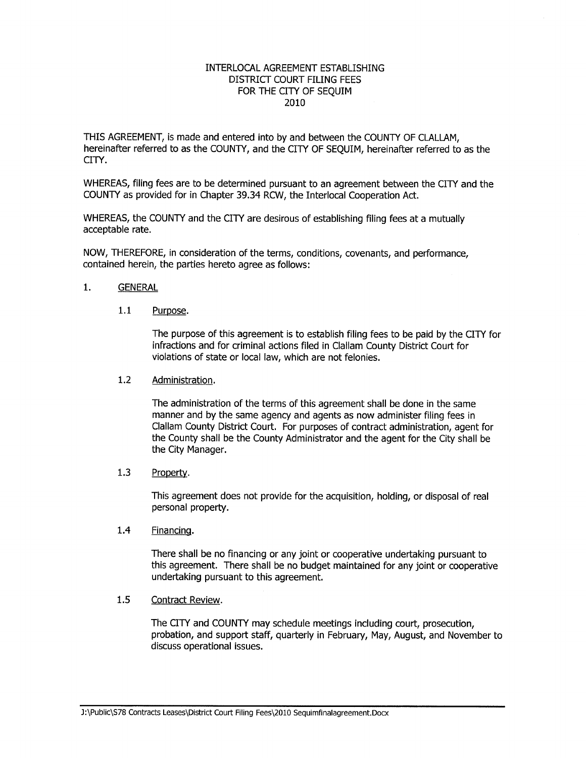# INTERLOCAL AGREEMENT ESTABLISHING DISTRICT COURT FILING FEES FOR THE CITY OF SEQUIM 2010

THIS AGREEMENT, is made and entered into by and between the COUNTY OF CLALLAM, hereinafter referred to as the COUNTY, and the CITY OF SEQUIM, hereinafter referred to as the CITY.

WHEREAS, filing fees are to be determined pursuant to an agreement between the CITY and the COUNTY as provided for in Chapter 39.34 RCW, the Interlocal Cooperation Act.

WHEREAS, the COUNTY and the CITY are desirous of establishing filing fees at a mutually acceptable rate.

NOW, THEREFORE, in consideration of the terms, conditions, covenants, and performance, contained herein, the parties hereto agree as follows:

1. GENERAL

   1.1 Purpose.

   The purpose of this agreement is to establish filing fees to be paid by the CITY for infractions and for criminal actions filed in Clallam County District Court for violations of state or local law, which are not felonies.

   1.2 Administration.

   The administration of the terms of this agreement shall be done in the same manner and by the same agency and agents as now administer filing fees in Clallam County District Court. For purposes of contract administration, agent for the County shall be the County Administrator and the agent for the City shall be the City Manager.

   1.3 Property.

   This agreement does not provide for the acquisition, holding, or disposal of real personal property.

   1.4 Financing.

   There shall be no financing or any joint or cooperative undertaking pursuant to this agreement. There shall be no budget maintained for any joint or cooperative undertaking pursuant to this agreement.

   1.5 Contract Review.

   The CITY and COUNTY may schedule meetings including court, prosecution, probation, and support staff, quarterly in February, May, August, and November to discuss operational issues.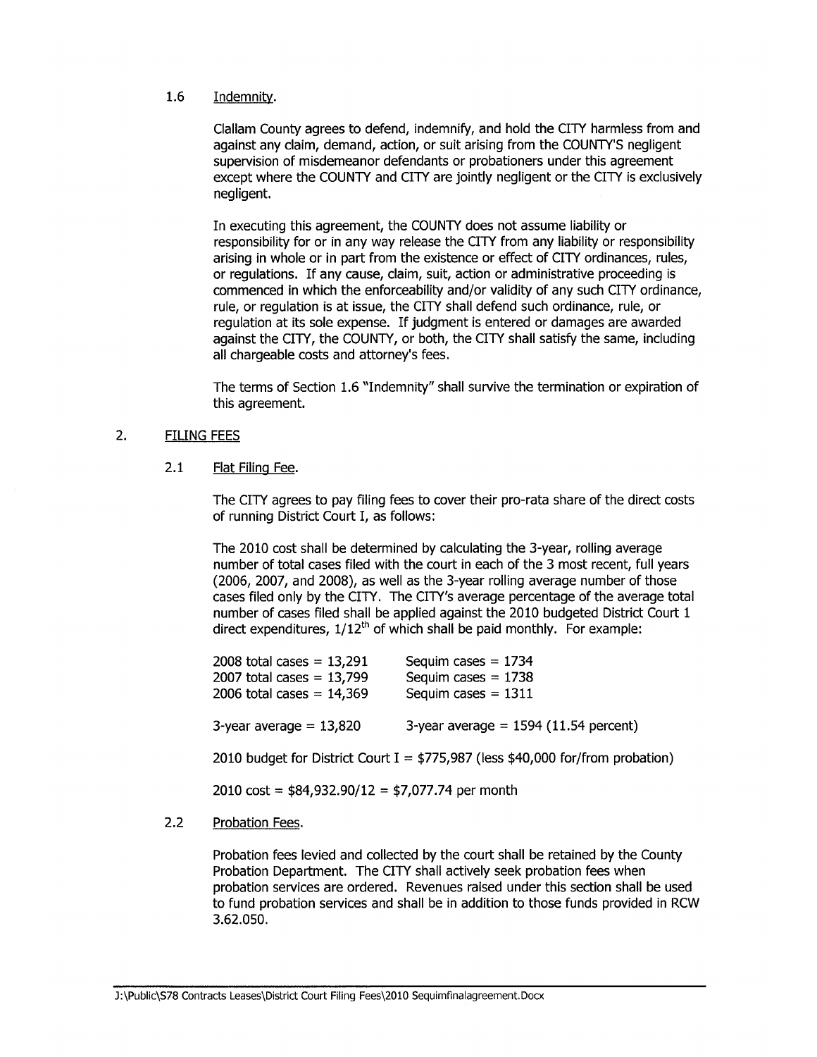1.6 Indemnity.

Clallam County agrees to defend, indemnify, and hold the CITY harmless from and against any claim, demand, action, or suit arising from the COUNTY'S negligent supervision of misdemeanor defendants or probationers under this agreement except where the COUNTY and CITY are jointly negligent or the CITY is exclusively negligent.

In executing this agreement, the COUNTY does not assume liability or responsibility for or in any way release the CITY from any liability or responsibility arising in whole or in part from the existence or effect of CITY ordinances, rules, or regulations. If any cause, claim, suit, action or administrative proceeding is commenced in which the enforceability and/or validity of any such CITY ordinance, rule, or regulation is at issue, the CITY shall defend such ordinance, rule, or regulation at its sole expense. If judgment is entered or damages are awarded against the CITY, the COUNTY, or both, the CITY shall satisfy the same, including all chargeable costs and attorney's fees.

The terms of Section 1.6 "Indemnity" shall survive the termination or expiration of this agreement.

## 2. FILING FEES

2.1 Flat Filing Fee.

The CITY agrees to pay filing fees to cover their pro-rata share of the direct costs of running District Court I, as follows:

The 2010 cost shall be determined by calculating the 3-year, rolling average number of total cases filed with the court in each of the 3 most recent, full years (2006, 2007, and 2008), as well as the 3-year rolling average number of those cases filed only by the CITY. The CITY's average percentage of the average total number of cases filed shall be applied against the 2010 budgeted District Court 1 direct expenditures, $1/12^{th}$ of which shall be paid monthly. For example:

| | |
|---|---|
| 2008 total cases = 13,291 | Sequim cases = 1734 |
| 2007 total cases = 13,799 | Sequim cases = 1738 |
| 2006 total cases = 14,369 | Sequim cases = 1311 |
| 3-year average = 13,820 | 3-year average = 1594 (11.54 percent) |

2010 budget for District Court I = $775,987 (less $40,000 for/from probation)

2010 cost = $84,932.90/12 = $7,077.74 per month

2.2 Probation Fees.

Probation fees levied and collected by the court shall be retained by the County Probation Department. The CITY shall actively seek probation fees when probation services are ordered. Revenues raised under this section shall be used to fund probation services and shall be in addition to those funds provided in RCW 3.62.050.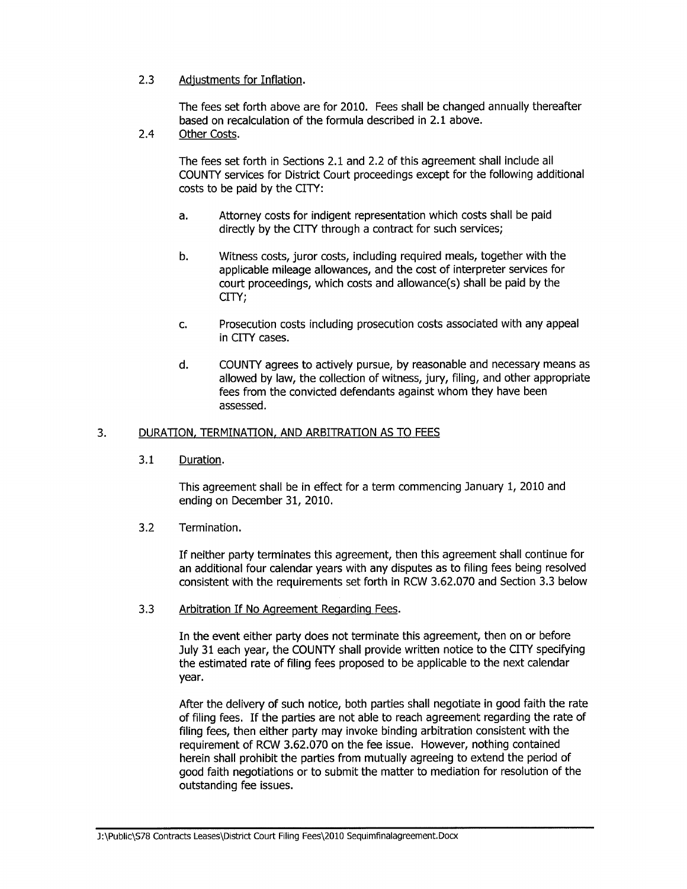2.3 Adjustments for Inflation.

The fees set forth above are for 2010. Fees shall be changed annually thereafter based on recalculation of the formula described in 2.1 above.

2.4 Other Costs.

The fees set forth in Sections 2.1 and 2.2 of this agreement shall include all COUNTY services for District Court proceedings except for the following additional costs to be paid by the CITY:

a. Attorney costs for indigent representation which costs shall be paid directly by the CITY through a contract for such services;

b. Witness costs, juror costs, including required meals, together with the applicable mileage allowances, and the cost of interpreter services for court proceedings, which costs and allowance(s) shall be paid by the CITY;

c. Prosecution costs including prosecution costs associated with any appeal in CITY cases.

d. COUNTY agrees to actively pursue, by reasonable and necessary means as allowed by law, the collection of witness, jury, filing, and other appropriate fees from the convicted defendants against whom they have been assessed.

3. DURATION, TERMINATION, AND ARBITRATION AS TO FEES

3.1 Duration.

This agreement shall be in effect for a term commencing January 1, 2010 and ending on December 31, 2010.

3.2 Termination.

If neither party terminates this agreement, then this agreement shall continue for an additional four calendar years with any disputes as to filing fees being resolved consistent with the requirements set forth in RCW 3.62.070 and Section 3.3 below

3.3 Arbitration If No Agreement Regarding Fees.

In the event either party does not terminate this agreement, then on or before July 31 each year, the COUNTY shall provide written notice to the CITY specifying the estimated rate of filing fees proposed to be applicable to the next calendar year.

After the delivery of such notice, both parties shall negotiate in good faith the rate of filing fees. If the parties are not able to reach agreement regarding the rate of filing fees, then either party may invoke binding arbitration consistent with the requirement of RCW 3.62.070 on the fee issue. However, nothing contained herein shall prohibit the parties from mutually agreeing to extend the period of good faith negotiations or to submit the matter to mediation for resolution of the outstanding fee issues.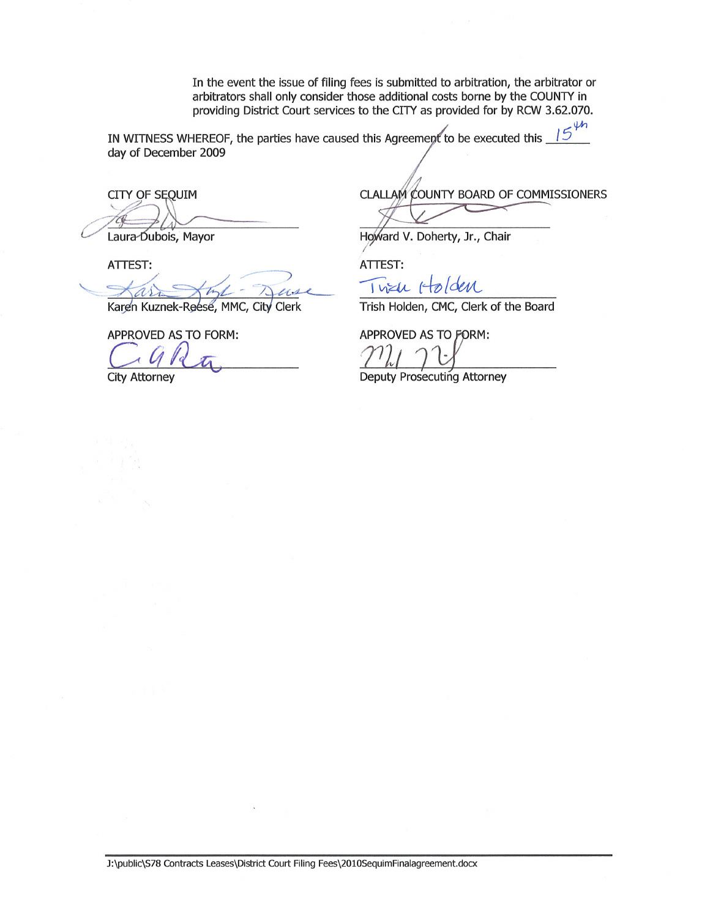In the event the issue of filing fees is submitted to arbitration, the arbitrator or arbitrators shall only consider those additional costs borne by the COUNTY in providing District Court services to the CITY as provided for by RCW 3.62.070.

IN WITNESS WHEREOF, the parties have caused this Agreement to be executed this 15th day of December 2009

| | |
|---|---|
| CITY OF SEQUIM | CLALLAM COUNTY BOARD OF COMMISSIONERS |
| Laura Dubois, Mayor | Howard V. Doherty, Jr., Chair |
| ATTEST: | ATTEST: |
| Karen Kuznek-Reese, MMC, City Clerk | Trish Holden, CMC, Clerk of the Board |
| APPROVED AS TO FORM: | APPROVED AS TO FORM: |
| City Attorney | Deputy Prosecuting Attorney |

J:\public\S78 Contracts Leases\District Court Filing Fees\2010SequimFinalagreement.docx